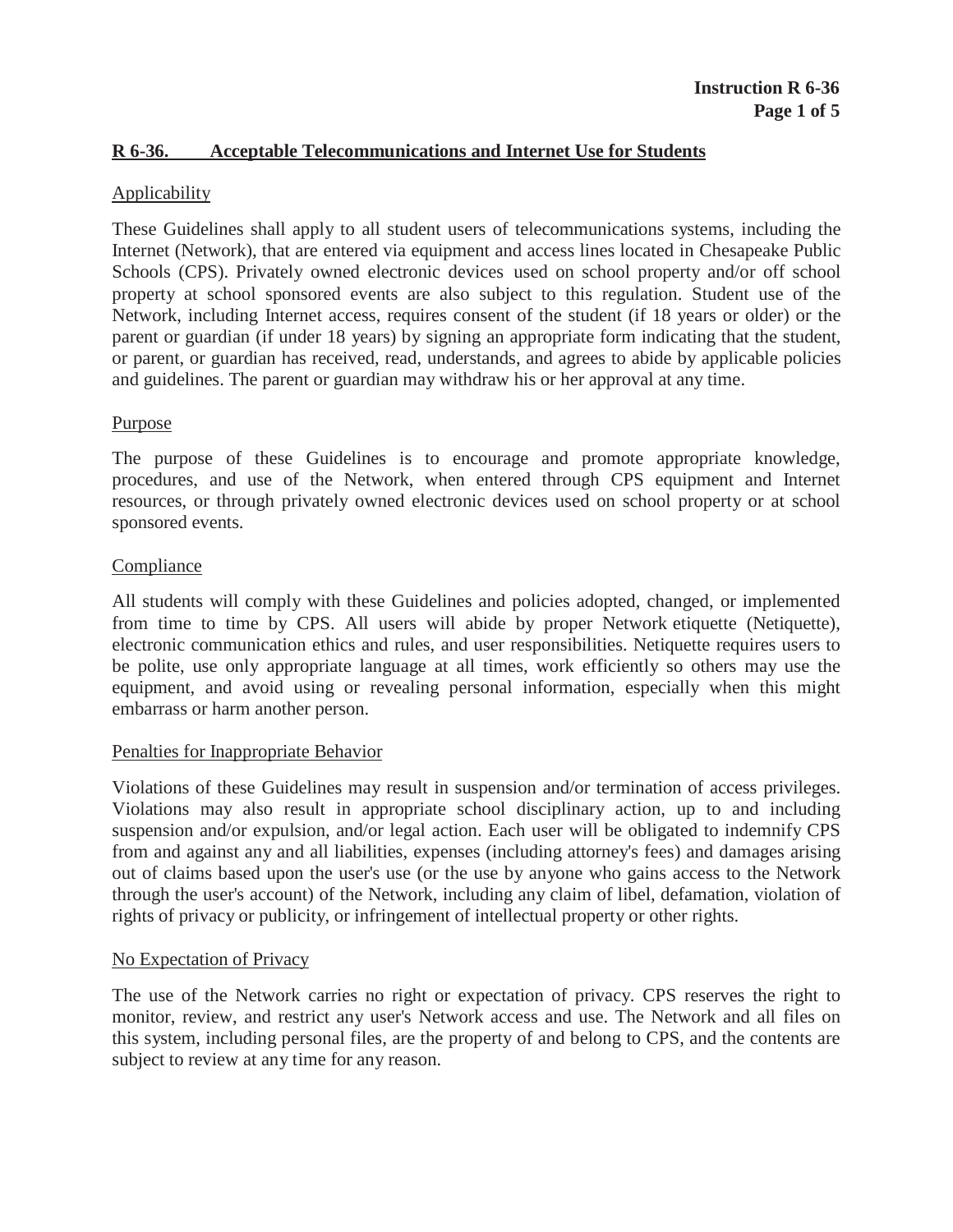## R 6-36. Acceptable Telecommunications and Internet Use for Students

### Applicability

These Guidelines shall apply to all student users of telecommunications systems, including the Internet (Network), that are entered via equipment and access lines located in Chesapeake Public Schools (CPS). Privately owned electronic devices used on school property and/or off school property at school sponsored events are also subject to this regulation. Student use of the Network, including Internet access, requires consent of the student (if 18 years or older) or the parent or guardian (if under 18 years) by signing an appropriate form indicating that the student, or parent, or guardian has received, read, understands, and agrees to abide by applicable policies and guidelines. The parent or guardian may withdraw his or her approval at any time.

### Purpose

The purpose of these Guidelines is to encourage and promote appropriate knowledge, procedures, and use of the Network, when entered through CPS equipment and Internet resources, or through privately owned electronic devices used on school property or at school sponsored events.

### Compliance

All students will comply with these Guidelines and policies adopted, changed, or implemented from time to time by CPS. All users will abide by proper Network etiquette (Netiquette), electronic communication ethics and rules, and user responsibilities. Netiquette requires users to be polite, use only appropriate language at all times, work efficiently so others may use the equipment, and avoid using or revealing personal information, especially when this might embarrass or harm another person.

### Penalties for Inappropriate Behavior

Violations of these Guidelines may result in suspension and/or termination of access privileges. Violations may also result in appropriate school disciplinary action, up to and including suspension and/or expulsion, and/or legal action. Each user will be obligated to indemnify CPS from and against any and all liabilities, expenses (including attorney's fees) and damages arising out of claims based upon the user's use (or the use by anyone who gains access to the Network through the user's account) of the Network, including any claim of libel, defamation, violation of rights of privacy or publicity, or infringement of intellectual property or other rights.

### No Expectation of Privacy

The use of the Network carries no right or expectation of privacy. CPS reserves the right to monitor, review, and restrict any user's Network access and use. The Network and all files on this system, including personal files, are the property of and belong to CPS, and the contents are subject to review at any time for any reason.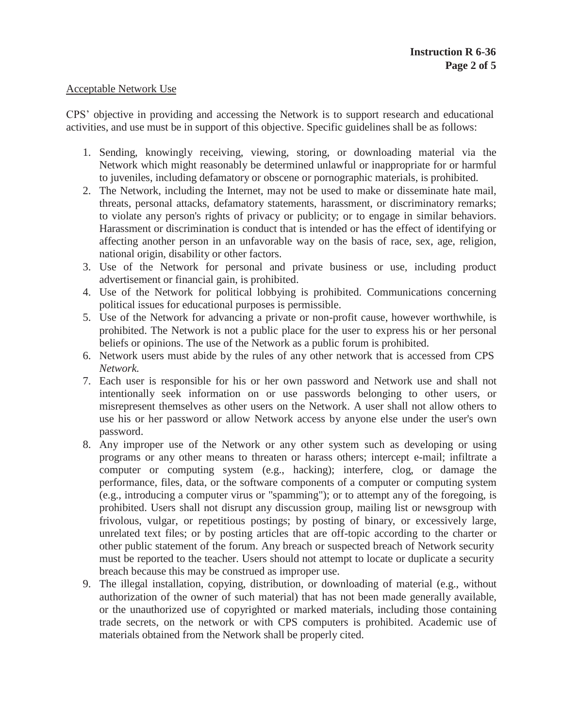Acceptable Network Use

CPS' objective in providing and accessing the Network is to support research and educational activities, and use must be in support of this objective. Specific guidelines shall be as follows:

1. Sending, knowingly receiving, viewing, storing, or downloading material via the Network which might reasonably be determined unlawful or inappropriate for or harmful to juveniles, including defamatory or obscene or pornographic materials, is prohibited.
2. The Network, including the Internet, may not be used to make or disseminate hate mail, threats, personal attacks, defamatory statements, harassment, or discriminatory remarks; to violate any person's rights of privacy or publicity; or to engage in similar behaviors. Harassment or discrimination is conduct that is intended or has the effect of identifying or affecting another person in an unfavorable way on the basis of race, sex, age, religion, national origin, disability or other factors.
3. Use of the Network for personal and private business or use, including product advertisement or financial gain, is prohibited.
4. Use of the Network for political lobbying is prohibited. Communications concerning political issues for educational purposes is permissible.
5. Use of the Network for advancing a private or non-profit cause, however worthwhile, is prohibited. The Network is not a public place for the user to express his or her personal beliefs or opinions. The use of the Network as a public forum is prohibited.
6. Network users must abide by the rules of any other network that is accessed from CPS *Network.*
7. Each user is responsible for his or her own password and Network use and shall not intentionally seek information on or use passwords belonging to other users, or misrepresent themselves as other users on the Network. A user shall not allow others to use his or her password or allow Network access by anyone else under the user's own password.
8. Any improper use of the Network or any other system such as developing or using programs or any other means to threaten or harass others; intercept e-mail; infiltrate a computer or computing system (e.g., hacking); interfere, clog, or damage the performance, files, data, or the software components of a computer or computing system (e.g., introducing a computer virus or "spamming"); or to attempt any of the foregoing, is prohibited. Users shall not disrupt any discussion group, mailing list or newsgroup with frivolous, vulgar, or repetitious postings; by posting of binary, or excessively large, unrelated text files; or by posting articles that are off-topic according to the charter or other public statement of the forum. Any breach or suspected breach of Network security must be reported to the teacher. Users should not attempt to locate or duplicate a security breach because this may be construed as improper use.
9. The illegal installation, copying, distribution, or downloading of material (e.g., without authorization of the owner of such material) that has not been made generally available, or the unauthorized use of copyrighted or marked materials, including those containing trade secrets, on the network or with CPS computers is prohibited. Academic use of materials obtained from the Network shall be properly cited.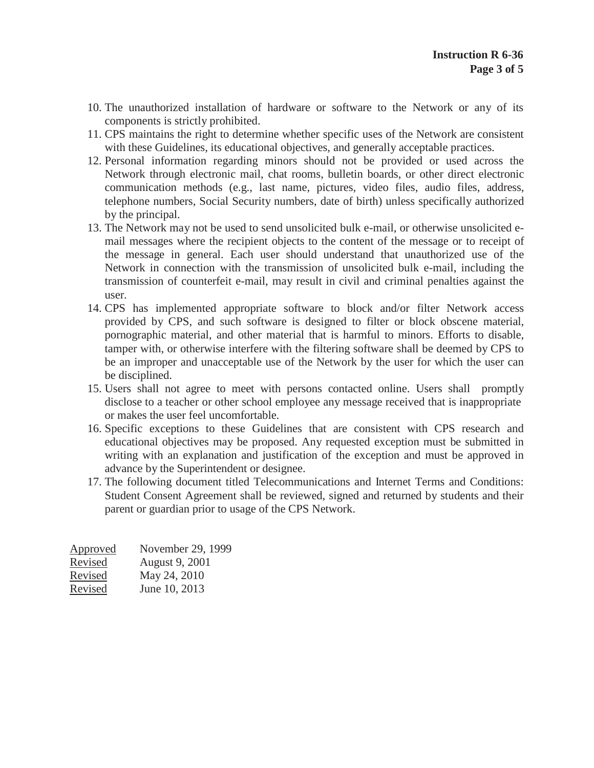10. The unauthorized installation of hardware or software to the Network or any of its components is strictly prohibited.
11. CPS maintains the right to determine whether specific uses of the Network are consistent with these Guidelines, its educational objectives, and generally acceptable practices.
12. Personal information regarding minors should not be provided or used across the Network through electronic mail, chat rooms, bulletin boards, or other direct electronic communication methods (e.g., last name, pictures, video files, audio files, address, telephone numbers, Social Security numbers, date of birth) unless specifically authorized by the principal.
13. The Network may not be used to send unsolicited bulk e-mail, or otherwise unsolicited e-mail messages where the recipient objects to the content of the message or to receipt of the message in general. Each user should understand that unauthorized use of the Network in connection with the transmission of unsolicited bulk e-mail, including the transmission of counterfeit e-mail, may result in civil and criminal penalties against the user.
14. CPS has implemented appropriate software to block and/or filter Network access provided by CPS, and such software is designed to filter or block obscene material, pornographic material, and other material that is harmful to minors. Efforts to disable, tamper with, or otherwise interfere with the filtering software shall be deemed by CPS to be an improper and unacceptable use of the Network by the user for which the user can be disciplined.
15. Users shall not agree to meet with persons contacted online. Users shall promptly disclose to a teacher or other school employee any message received that is inappropriate or makes the user feel uncomfortable.
16. Specific exceptions to these Guidelines that are consistent with CPS research and educational objectives may be proposed. Any requested exception must be submitted in writing with an explanation and justification of the exception and must be approved in advance by the Superintendent or designee.
17. The following document titled Telecommunications and Internet Terms and Conditions: Student Consent Agreement shall be reviewed, signed and returned by students and their parent or guardian prior to usage of the CPS Network.

| | |
|---|---|
| Approved | November 29, 1999 |
| Revised | August 9, 2001 |
| Revised | May 24, 2010 |
| Revised | June 10, 2013 |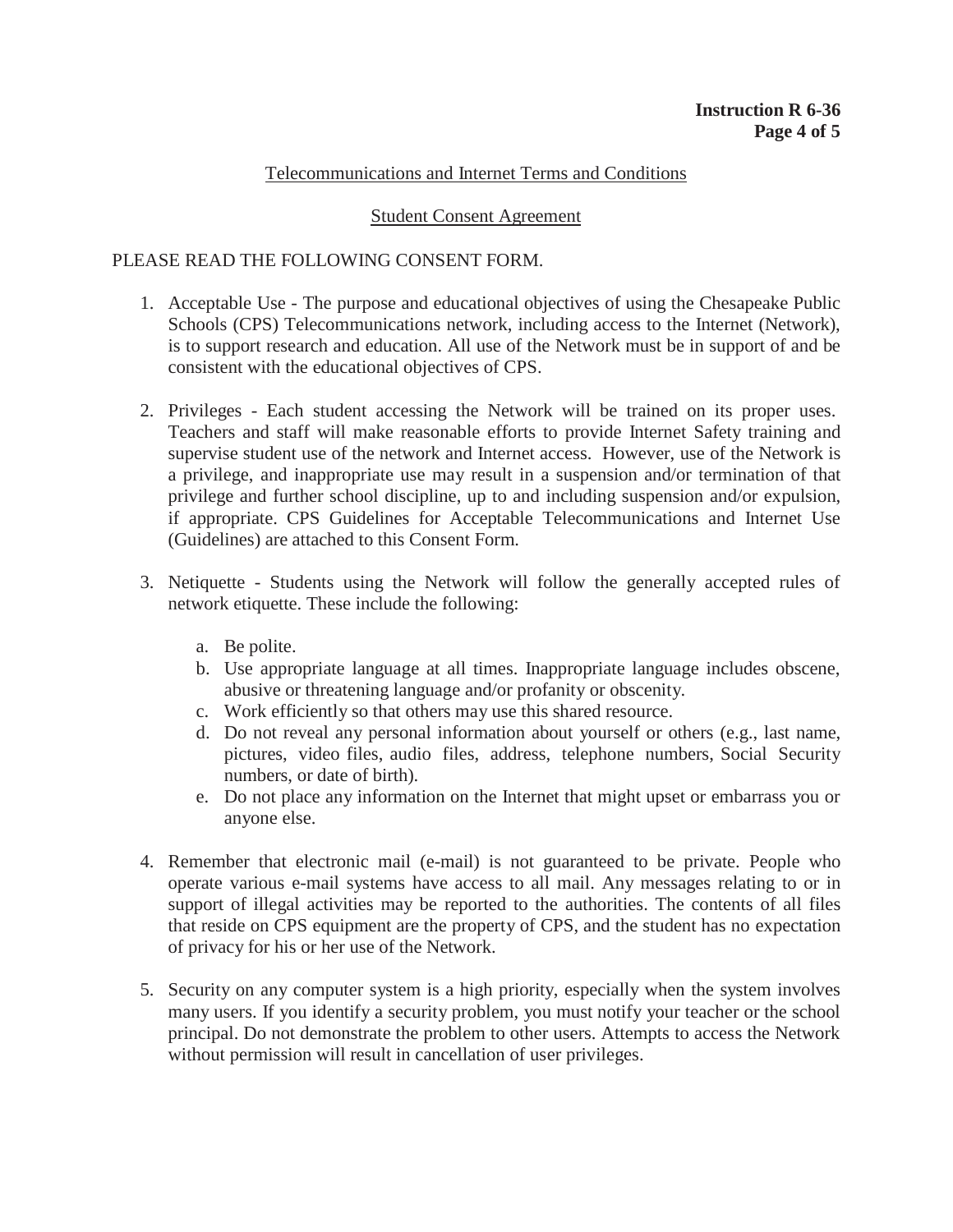## Telecommunications and Internet Terms and Conditions

## Student Consent Agreement

PLEASE READ THE FOLLOWING CONSENT FORM.

1. Acceptable Use - The purpose and educational objectives of using the Chesapeake Public Schools (CPS) Telecommunications network, including access to the Internet (Network), is to support research and education. All use of the Network must be in support of and be consistent with the educational objectives of CPS.

2. Privileges - Each student accessing the Network will be trained on its proper uses. Teachers and staff will make reasonable efforts to provide Internet Safety training and supervise student use of the network and Internet access. However, use of the Network is a privilege, and inappropriate use may result in a suspension and/or termination of that privilege and further school discipline, up to and including suspension and/or expulsion, if appropriate. CPS Guidelines for Acceptable Telecommunications and Internet Use (Guidelines) are attached to this Consent Form.

3. Netiquette - Students using the Network will follow the generally accepted rules of network etiquette. These include the following:

   a. Be polite.
   b. Use appropriate language at all times. Inappropriate language includes obscene, abusive or threatening language and/or profanity or obscenity.
   c. Work efficiently so that others may use this shared resource.
   d. Do not reveal any personal information about yourself or others (e.g., last name, pictures, video files, audio files, address, telephone numbers, Social Security numbers, or date of birth).
   e. Do not place any information on the Internet that might upset or embarrass you or anyone else.

4. Remember that electronic mail (e-mail) is not guaranteed to be private. People who operate various e-mail systems have access to all mail. Any messages relating to or in support of illegal activities may be reported to the authorities. The contents of all files that reside on CPS equipment are the property of CPS, and the student has no expectation of privacy for his or her use of the Network.

5. Security on any computer system is a high priority, especially when the system involves many users. If you identify a security problem, you must notify your teacher or the school principal. Do not demonstrate the problem to other users. Attempts to access the Network without permission will result in cancellation of user privileges.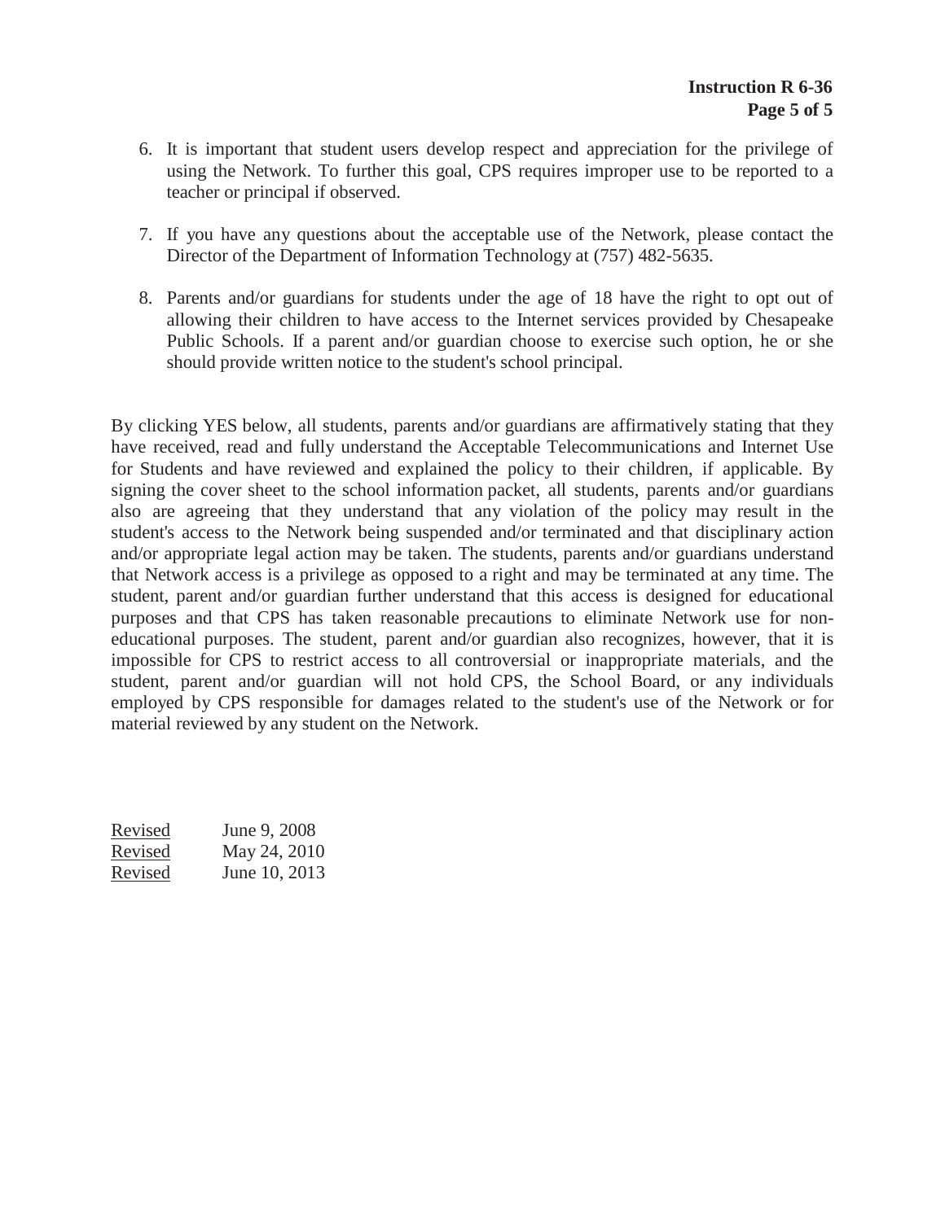6. It is important that student users develop respect and appreciation for the privilege of using the Network. To further this goal, CPS requires improper use to be reported to a teacher or principal if observed.

7. If you have any questions about the acceptable use of the Network, please contact the Director of the Department of Information Technology at (757) 482-5635.

8. Parents and/or guardians for students under the age of 18 have the right to opt out of allowing their children to have access to the Internet services provided by Chesapeake Public Schools. If a parent and/or guardian choose to exercise such option, he or she should provide written notice to the student's school principal.

By clicking YES below, all students, parents and/or guardians are affirmatively stating that they have received, read and fully understand the Acceptable Telecommunications and Internet Use for Students and have reviewed and explained the policy to their children, if applicable. By signing the cover sheet to the school information packet, all students, parents and/or guardians also are agreeing that they understand that any violation of the policy may result in the student's access to the Network being suspended and/or terminated and that disciplinary action and/or appropriate legal action may be taken. The students, parents and/or guardians understand that Network access is a privilege as opposed to a right and may be terminated at any time. The student, parent and/or guardian further understand that this access is designed for educational purposes and that CPS has taken reasonable precautions to eliminate Network use for non-educational purposes. The student, parent and/or guardian also recognizes, however, that it is impossible for CPS to restrict access to all controversial or inappropriate materials, and the student, parent and/or guardian will not hold CPS, the School Board, or any individuals employed by CPS responsible for damages related to the student's use of the Network or for material reviewed by any student on the Network.

| | |
|---|---|
| Revised | June 9, 2008 |
| Revised | May 24, 2010 |
| Revised | June 10, 2013 |